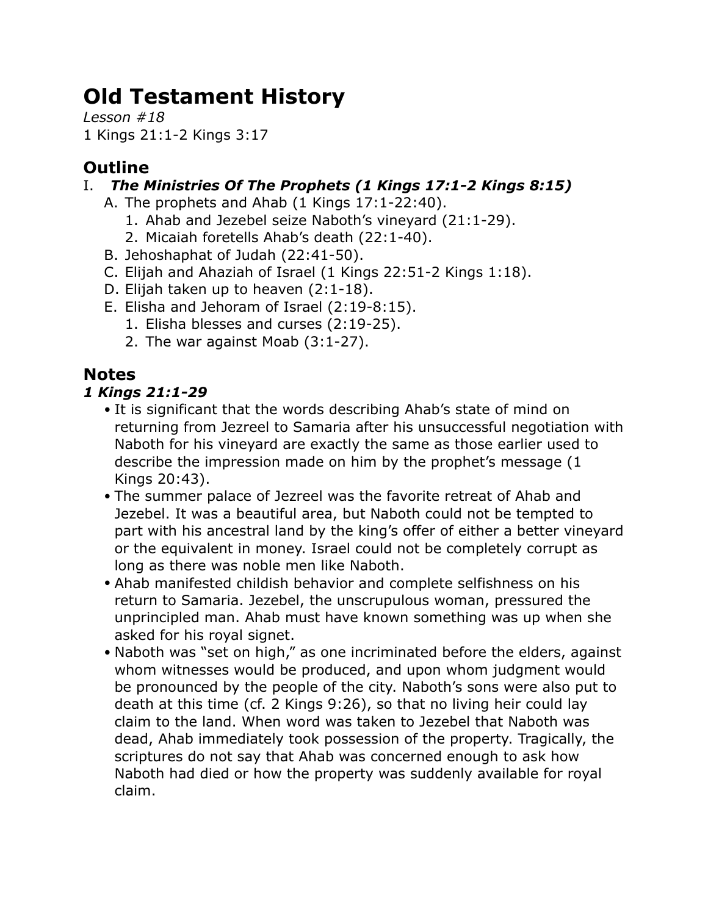# Old Testament History

*Lesson #18*

1 Kings 21:1-2 Kings 3:17

## Outline

I. ***The Ministries Of The Prophets (1 Kings 17:1-2 Kings 8:15)***
   A. The prophets and Ahab (1 Kings 17:1-22:40).
      1. Ahab and Jezebel seize Naboth's vineyard (21:1-29).
      2. Micaiah foretells Ahab's death (22:1-40).
   B. Jehoshaphat of Judah (22:41-50).
   C. Elijah and Ahaziah of Israel (1 Kings 22:51-2 Kings 1:18).
   D. Elijah taken up to heaven (2:1-18).
   E. Elisha and Jehoram of Israel (2:19-8:15).
      1. Elisha blesses and curses (2:19-25).
      2. The war against Moab (3:1-27).

## Notes

### *1 Kings 21:1-29*

- It is significant that the words describing Ahab's state of mind on returning from Jezreel to Samaria after his unsuccessful negotiation with Naboth for his vineyard are exactly the same as those earlier used to describe the impression made on him by the prophet's message (1 Kings 20:43).
- The summer palace of Jezreel was the favorite retreat of Ahab and Jezebel. It was a beautiful area, but Naboth could not be tempted to part with his ancestral land by the king's offer of either a better vineyard or the equivalent in money. Israel could not be completely corrupt as long as there was noble men like Naboth.
- Ahab manifested childish behavior and complete selfishness on his return to Samaria. Jezebel, the unscrupulous woman, pressured the unprincipled man. Ahab must have known something was up when she asked for his royal signet.
- Naboth was "set on high," as one incriminated before the elders, against whom witnesses would be produced, and upon whom judgment would be pronounced by the people of the city. Naboth's sons were also put to death at this time (cf. 2 Kings 9:26), so that no living heir could lay claim to the land. When word was taken to Jezebel that Naboth was dead, Ahab immediately took possession of the property. Tragically, the scriptures do not say that Ahab was concerned enough to ask how Naboth had died or how the property was suddenly available for royal claim.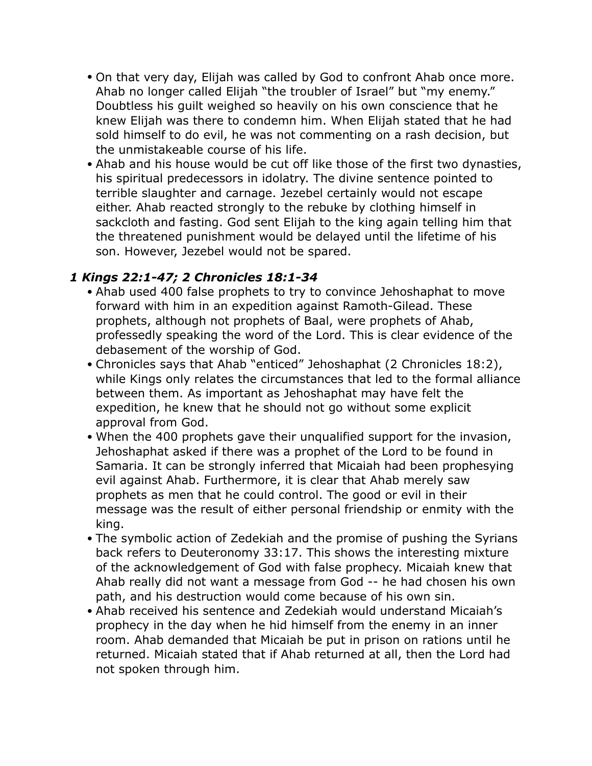- On that very day, Elijah was called by God to confront Ahab once more. Ahab no longer called Elijah "the troubler of Israel" but "my enemy." Doubtless his guilt weighed so heavily on his own conscience that he knew Elijah was there to condemn him. When Elijah stated that he had sold himself to do evil, he was not commenting on a rash decision, but the unmistakeable course of his life.
- Ahab and his house would be cut off like those of the first two dynasties, his spiritual predecessors in idolatry. The divine sentence pointed to terrible slaughter and carnage. Jezebel certainly would not escape either. Ahab reacted strongly to the rebuke by clothing himself in sackcloth and fasting. God sent Elijah to the king again telling him that the threatened punishment would be delayed until the lifetime of his son. However, Jezebel would not be spared.

### *1 Kings 22:1-47; 2 Chronicles 18:1-34*

- Ahab used 400 false prophets to try to convince Jehoshaphat to move forward with him in an expedition against Ramoth-Gilead. These prophets, although not prophets of Baal, were prophets of Ahab, professedly speaking the word of the Lord. This is clear evidence of the debasement of the worship of God.
- Chronicles says that Ahab "enticed" Jehoshaphat (2 Chronicles 18:2), while Kings only relates the circumstances that led to the formal alliance between them. As important as Jehoshaphat may have felt the expedition, he knew that he should not go without some explicit approval from God.
- When the 400 prophets gave their unqualified support for the invasion, Jehoshaphat asked if there was a prophet of the Lord to be found in Samaria. It can be strongly inferred that Micaiah had been prophesying evil against Ahab. Furthermore, it is clear that Ahab merely saw prophets as men that he could control. The good or evil in their message was the result of either personal friendship or enmity with the king.
- The symbolic action of Zedekiah and the promise of pushing the Syrians back refers to Deuteronomy 33:17. This shows the interesting mixture of the acknowledgement of God with false prophecy. Micaiah knew that Ahab really did not want a message from God -- he had chosen his own path, and his destruction would come because of his own sin.
- Ahab received his sentence and Zedekiah would understand Micaiah's prophecy in the day when he hid himself from the enemy in an inner room. Ahab demanded that Micaiah be put in prison on rations until he returned. Micaiah stated that if Ahab returned at all, then the Lord had not spoken through him.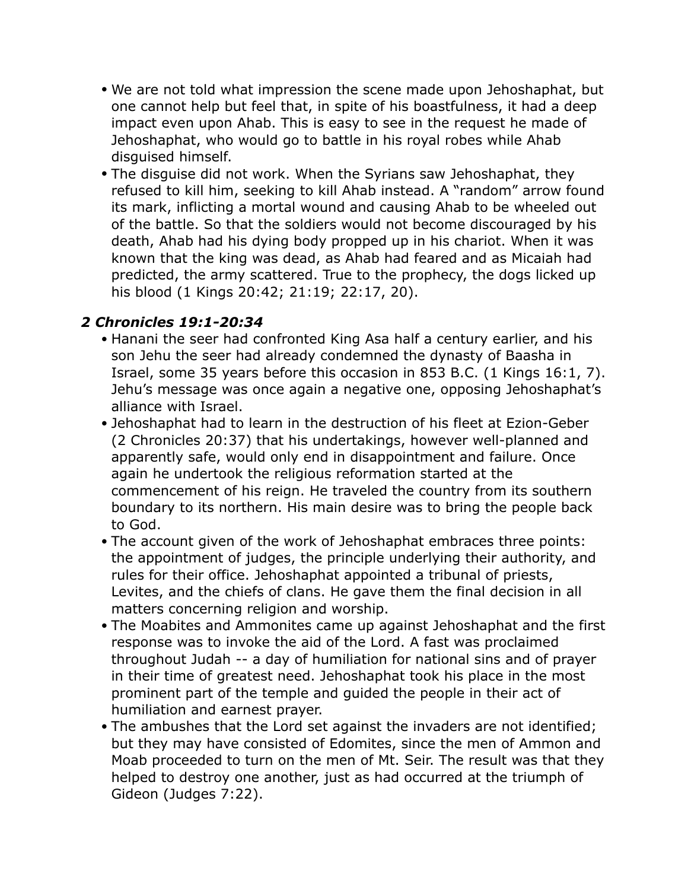- We are not told what impression the scene made upon Jehoshaphat, but one cannot help but feel that, in spite of his boastfulness, it had a deep impact even upon Ahab. This is easy to see in the request he made of Jehoshaphat, who would go to battle in his royal robes while Ahab disguised himself.
- The disguise did not work. When the Syrians saw Jehoshaphat, they refused to kill him, seeking to kill Ahab instead. A "random" arrow found its mark, inflicting a mortal wound and causing Ahab to be wheeled out of the battle. So that the soldiers would not become discouraged by his death, Ahab had his dying body propped up in his chariot. When it was known that the king was dead, as Ahab had feared and as Micaiah had predicted, the army scattered. True to the prophecy, the dogs licked up his blood (1 Kings 20:42; 21:19; 22:17, 20).

### *2 Chronicles 19:1-20:34*

- Hanani the seer had confronted King Asa half a century earlier, and his son Jehu the seer had already condemned the dynasty of Baasha in Israel, some 35 years before this occasion in 853 B.C. (1 Kings 16:1, 7). Jehu's message was once again a negative one, opposing Jehoshaphat's alliance with Israel.
- Jehoshaphat had to learn in the destruction of his fleet at Ezion-Geber (2 Chronicles 20:37) that his undertakings, however well-planned and apparently safe, would only end in disappointment and failure. Once again he undertook the religious reformation started at the commencement of his reign. He traveled the country from its southern boundary to its northern. His main desire was to bring the people back to God.
- The account given of the work of Jehoshaphat embraces three points: the appointment of judges, the principle underlying their authority, and rules for their office. Jehoshaphat appointed a tribunal of priests, Levites, and the chiefs of clans. He gave them the final decision in all matters concerning religion and worship.
- The Moabites and Ammonites came up against Jehoshaphat and the first response was to invoke the aid of the Lord. A fast was proclaimed throughout Judah -- a day of humiliation for national sins and of prayer in their time of greatest need. Jehoshaphat took his place in the most prominent part of the temple and guided the people in their act of humiliation and earnest prayer.
- The ambushes that the Lord set against the invaders are not identified; but they may have consisted of Edomites, since the men of Ammon and Moab proceeded to turn on the men of Mt. Seir. The result was that they helped to destroy one another, just as had occurred at the triumph of Gideon (Judges 7:22).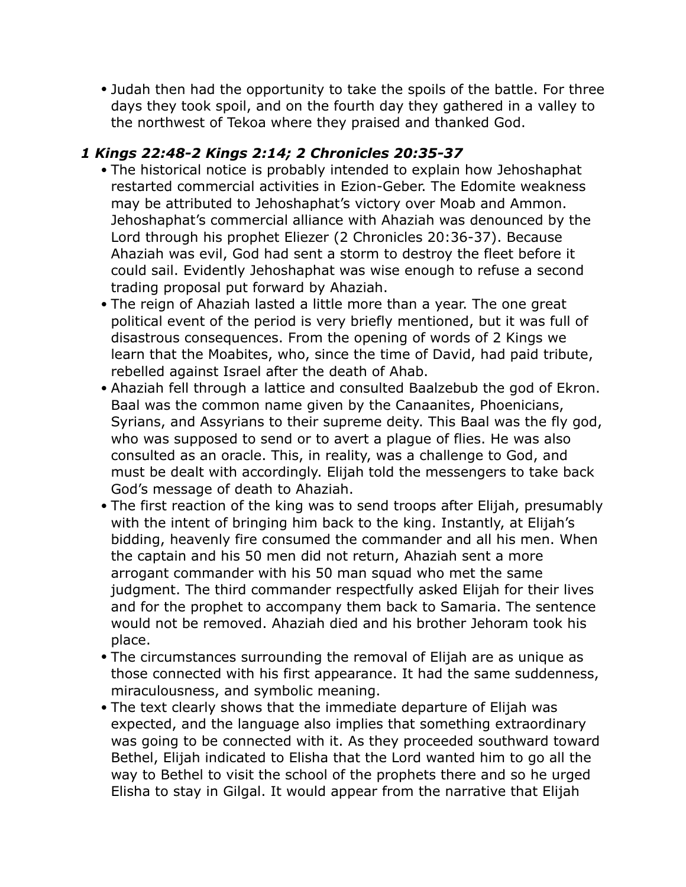- Judah then had the opportunity to take the spoils of the battle. For three days they took spoil, and on the fourth day they gathered in a valley to the northwest of Tekoa where they praised and thanked God.

### *1 Kings 22:48-2 Kings 2:14; 2 Chronicles 20:35-37*

- The historical notice is probably intended to explain how Jehoshaphat restarted commercial activities in Ezion-Geber. The Edomite weakness may be attributed to Jehoshaphat's victory over Moab and Ammon. Jehoshaphat's commercial alliance with Ahaziah was denounced by the Lord through his prophet Eliezer (2 Chronicles 20:36-37). Because Ahaziah was evil, God had sent a storm to destroy the fleet before it could sail. Evidently Jehoshaphat was wise enough to refuse a second trading proposal put forward by Ahaziah.
- The reign of Ahaziah lasted a little more than a year. The one great political event of the period is very briefly mentioned, but it was full of disastrous consequences. From the opening of words of 2 Kings we learn that the Moabites, who, since the time of David, had paid tribute, rebelled against Israel after the death of Ahab.
- Ahaziah fell through a lattice and consulted Baalzebub the god of Ekron. Baal was the common name given by the Canaanites, Phoenicians, Syrians, and Assyrians to their supreme deity. This Baal was the fly god, who was supposed to send or to avert a plague of flies. He was also consulted as an oracle. This, in reality, was a challenge to God, and must be dealt with accordingly. Elijah told the messengers to take back God's message of death to Ahaziah.
- The first reaction of the king was to send troops after Elijah, presumably with the intent of bringing him back to the king. Instantly, at Elijah's bidding, heavenly fire consumed the commander and all his men. When the captain and his 50 men did not return, Ahaziah sent a more arrogant commander with his 50 man squad who met the same judgment. The third commander respectfully asked Elijah for their lives and for the prophet to accompany them back to Samaria. The sentence would not be removed. Ahaziah died and his brother Jehoram took his place.
- The circumstances surrounding the removal of Elijah are as unique as those connected with his first appearance. It had the same suddenness, miraculousness, and symbolic meaning.
- The text clearly shows that the immediate departure of Elijah was expected, and the language also implies that something extraordinary was going to be connected with it. As they proceeded southward toward Bethel, Elijah indicated to Elisha that the Lord wanted him to go all the way to Bethel to visit the school of the prophets there and so he urged Elisha to stay in Gilgal. It would appear from the narrative that Elijah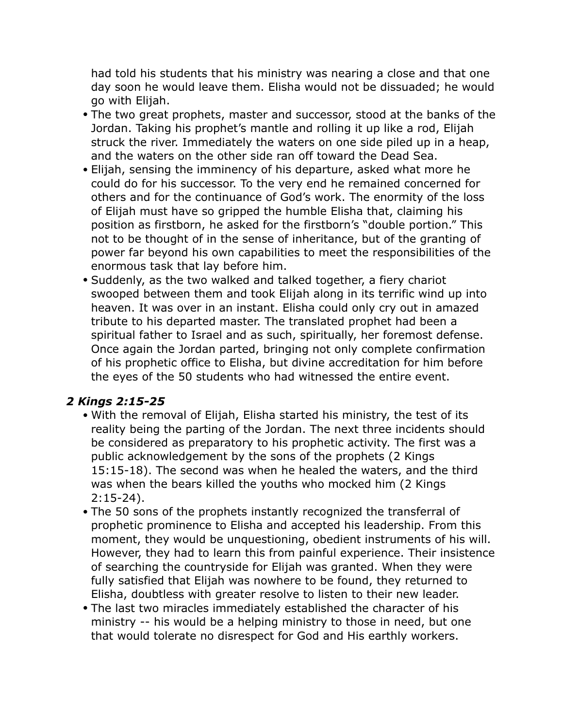had told his students that his ministry was nearing a close and that one day soon he would leave them. Elisha would not be dissuaded; he would go with Elijah.

- The two great prophets, master and successor, stood at the banks of the Jordan. Taking his prophet's mantle and rolling it up like a rod, Elijah struck the river. Immediately the waters on one side piled up in a heap, and the waters on the other side ran off toward the Dead Sea.
- Elijah, sensing the imminency of his departure, asked what more he could do for his successor. To the very end he remained concerned for others and for the continuance of God's work. The enormity of the loss of Elijah must have so gripped the humble Elisha that, claiming his position as firstborn, he asked for the firstborn's "double portion." This not to be thought of in the sense of inheritance, but of the granting of power far beyond his own capabilities to meet the responsibilities of the enormous task that lay before him.
- Suddenly, as the two walked and talked together, a fiery chariot swooped between them and took Elijah along in its terrific wind up into heaven. It was over in an instant. Elisha could only cry out in amazed tribute to his departed master. The translated prophet had been a spiritual father to Israel and as such, spiritually, her foremost defense. Once again the Jordan parted, bringing not only complete confirmation of his prophetic office to Elisha, but divine accreditation for him before the eyes of the 50 students who had witnessed the entire event.

### *2 Kings 2:15-25*

- With the removal of Elijah, Elisha started his ministry, the test of its reality being the parting of the Jordan. The next three incidents should be considered as preparatory to his prophetic activity. The first was a public acknowledgement by the sons of the prophets (2 Kings 15:15-18). The second was when he healed the waters, and the third was when the bears killed the youths who mocked him (2 Kings 2:15-24).
- The 50 sons of the prophets instantly recognized the transferral of prophetic prominence to Elisha and accepted his leadership. From this moment, they would be unquestioning, obedient instruments of his will. However, they had to learn this from painful experience. Their insistence of searching the countryside for Elijah was granted. When they were fully satisfied that Elijah was nowhere to be found, they returned to Elisha, doubtless with greater resolve to listen to their new leader.
- The last two miracles immediately established the character of his ministry -- his would be a helping ministry to those in need, but one that would tolerate no disrespect for God and His earthly workers.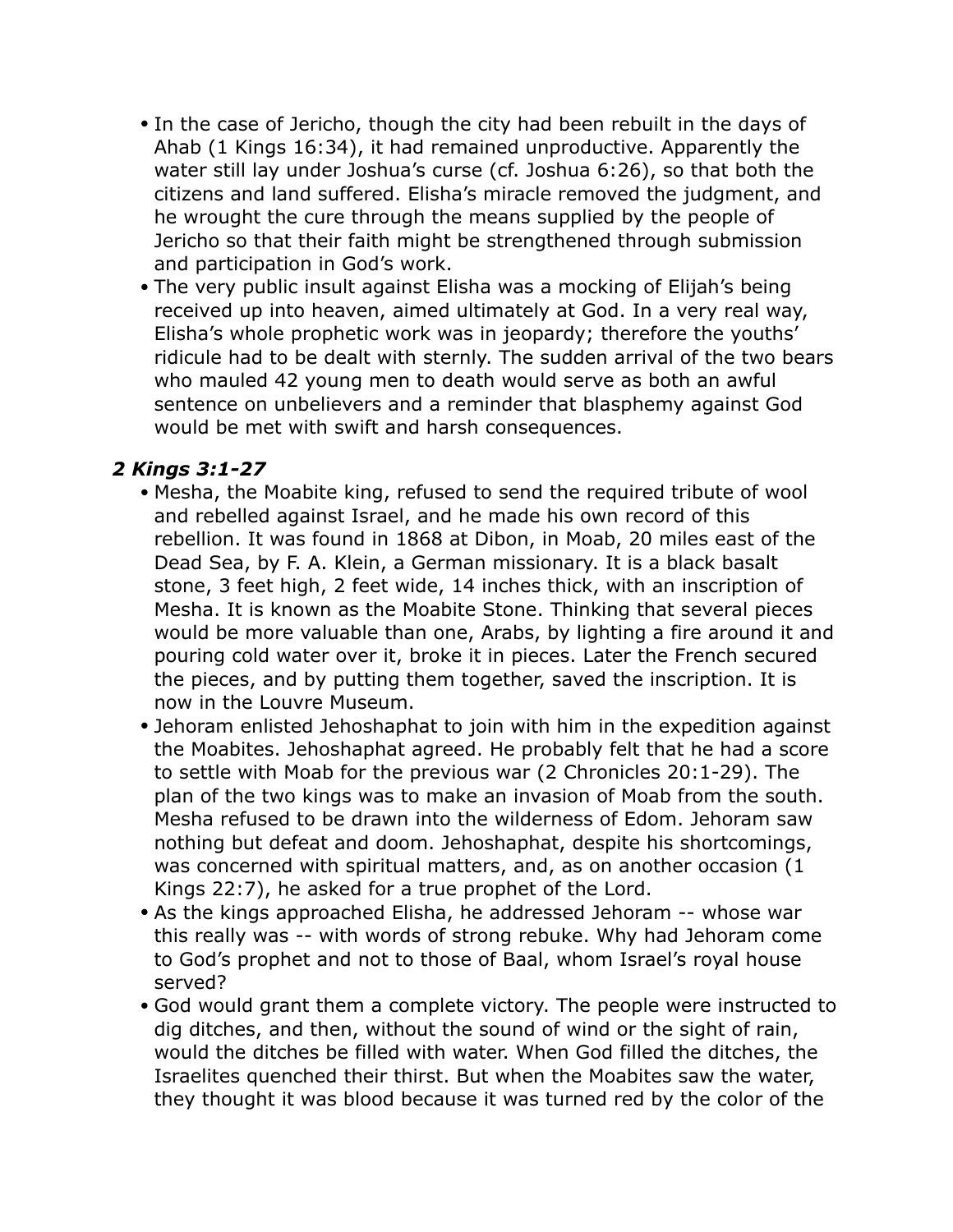- In the case of Jericho, though the city had been rebuilt in the days of Ahab (1 Kings 16:34), it had remained unproductive. Apparently the water still lay under Joshua's curse (cf. Joshua 6:26), so that both the citizens and land suffered. Elisha's miracle removed the judgment, and he wrought the cure through the means supplied by the people of Jericho so that their faith might be strengthened through submission and participation in God's work.
- The very public insult against Elisha was a mocking of Elijah's being received up into heaven, aimed ultimately at God. In a very real way, Elisha's whole prophetic work was in jeopardy; therefore the youths' ridicule had to be dealt with sternly. The sudden arrival of the two bears who mauled 42 young men to death would serve as both an awful sentence on unbelievers and a reminder that blasphemy against God would be met with swift and harsh consequences.

### *2 Kings 3:1-27*

- Mesha, the Moabite king, refused to send the required tribute of wool and rebelled against Israel, and he made his own record of this rebellion. It was found in 1868 at Dibon, in Moab, 20 miles east of the Dead Sea, by F. A. Klein, a German missionary. It is a black basalt stone, 3 feet high, 2 feet wide, 14 inches thick, with an inscription of Mesha. It is known as the Moabite Stone. Thinking that several pieces would be more valuable than one, Arabs, by lighting a fire around it and pouring cold water over it, broke it in pieces. Later the French secured the pieces, and by putting them together, saved the inscription. It is now in the Louvre Museum.
- Jehoram enlisted Jehoshaphat to join with him in the expedition against the Moabites. Jehoshaphat agreed. He probably felt that he had a score to settle with Moab for the previous war (2 Chronicles 20:1-29). The plan of the two kings was to make an invasion of Moab from the south. Mesha refused to be drawn into the wilderness of Edom. Jehoram saw nothing but defeat and doom. Jehoshaphat, despite his shortcomings, was concerned with spiritual matters, and, as on another occasion (1 Kings 22:7), he asked for a true prophet of the Lord.
- As the kings approached Elisha, he addressed Jehoram -- whose war this really was -- with words of strong rebuke. Why had Jehoram come to God's prophet and not to those of Baal, whom Israel's royal house served?
- God would grant them a complete victory. The people were instructed to dig ditches, and then, without the sound of wind or the sight of rain, would the ditches be filled with water. When God filled the ditches, the Israelites quenched their thirst. But when the Moabites saw the water, they thought it was blood because it was turned red by the color of the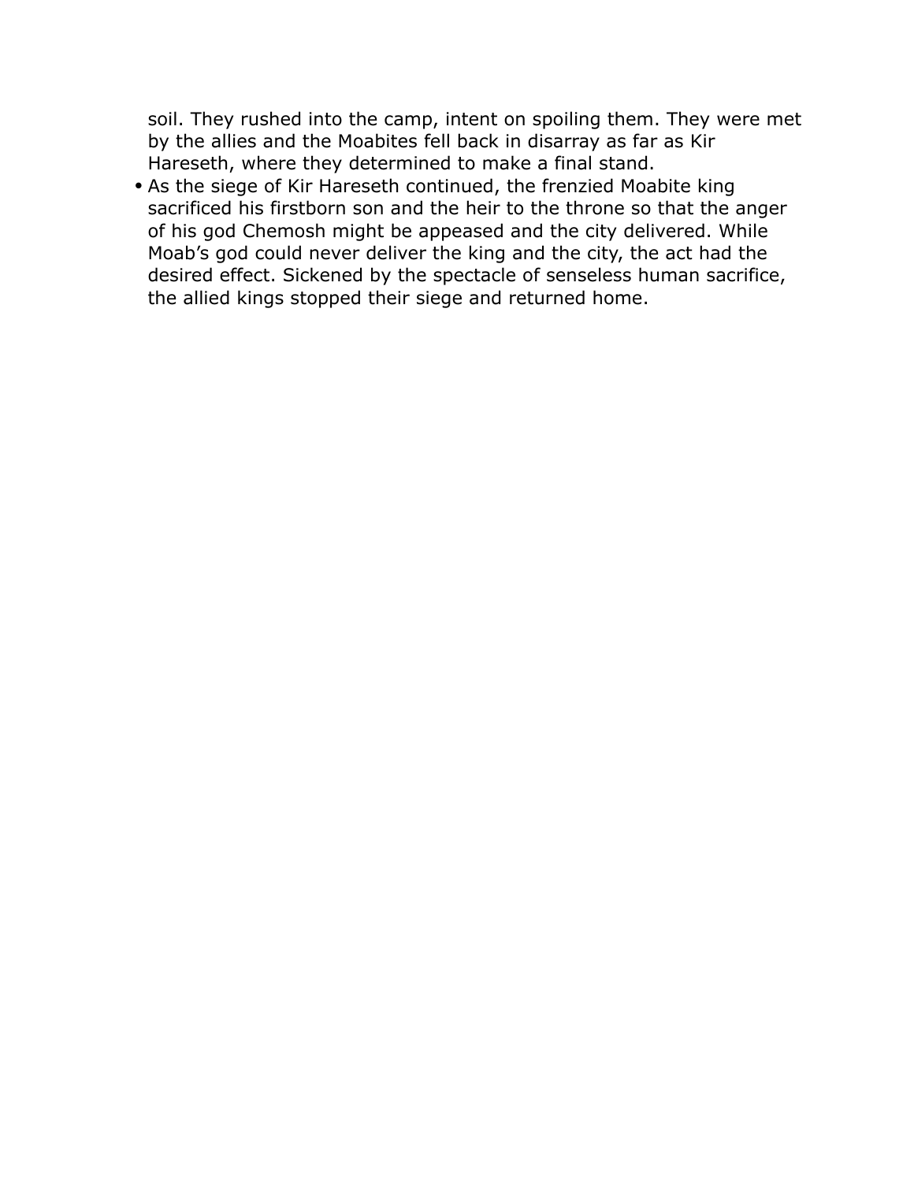soil. They rushed into the camp, intent on spoiling them. They were met by the allies and the Moabites fell back in disarray as far as Kir Hareseth, where they determined to make a final stand.

- As the siege of Kir Hareseth continued, the frenzied Moabite king sacrificed his firstborn son and the heir to the throne so that the anger of his god Chemosh might be appeased and the city delivered. While Moab's god could never deliver the king and the city, the act had the desired effect. Sickened by the spectacle of senseless human sacrifice, the allied kings stopped their siege and returned home.